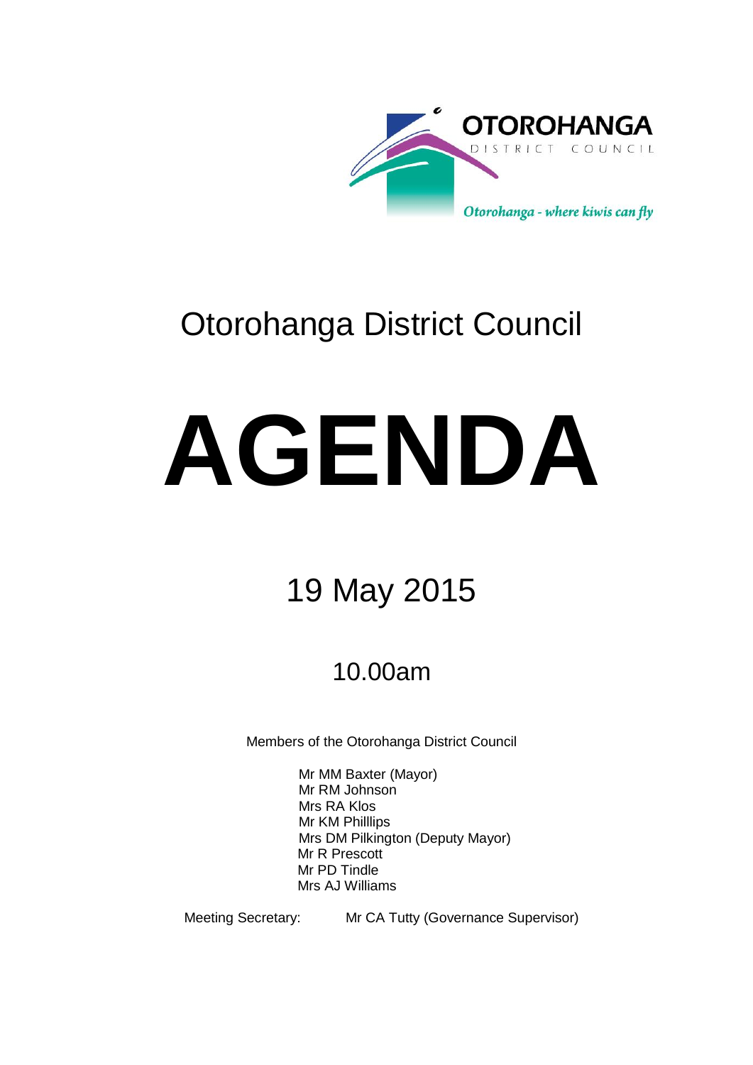OTOROHANGA
DISTRICT COUNCIL

*Otorohanga - where kiwis can fly*

# Otorohanga District Council

# AGENDA

## 19 May 2015

### 10.00am

Members of the Otorohanga District Council

Mr MM Baxter (Mayor)
Mr RM Johnson
Mrs RA Klos
Mr KM Philllips
Mrs DM Pilkington (Deputy Mayor)
Mr R Prescott
Mr PD Tindle
Mrs AJ Williams

Meeting Secretary: Mr CA Tutty (Governance Supervisor)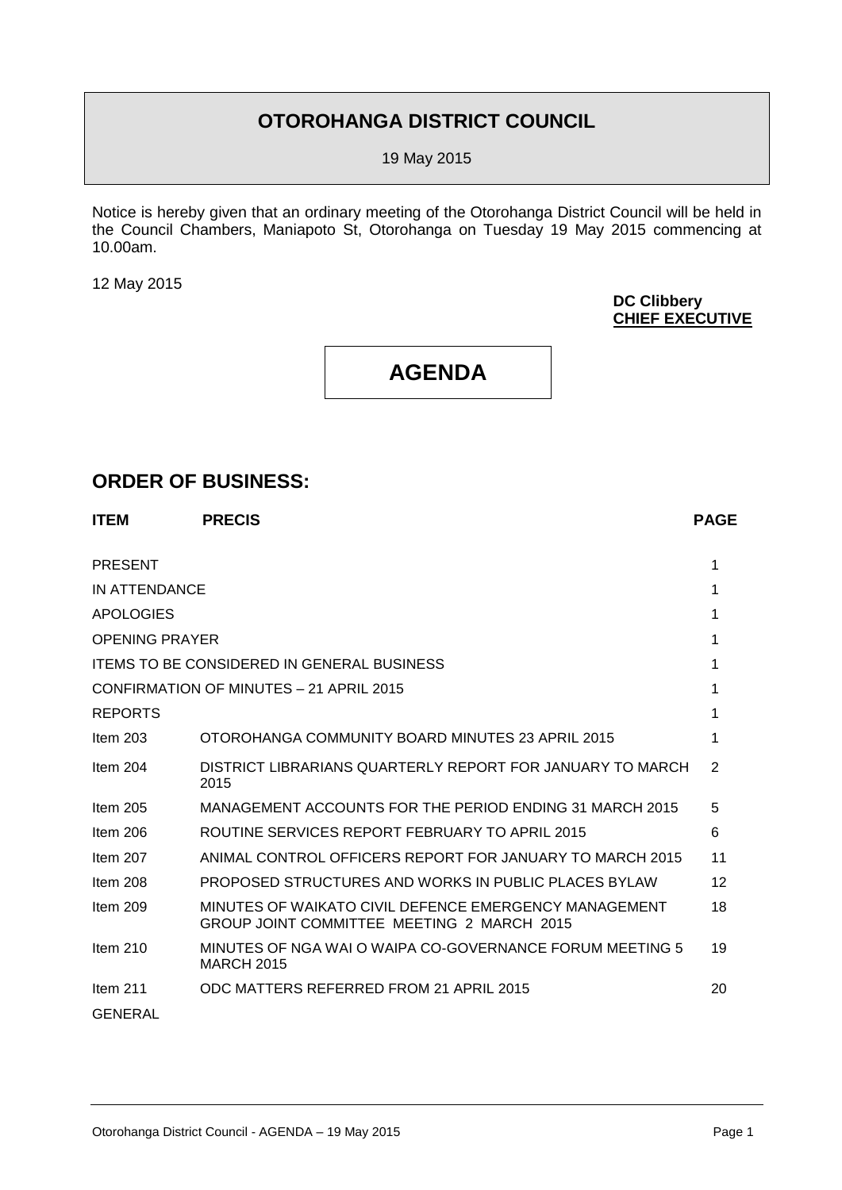# OTOROHANGA DISTRICT COUNCIL

19 May 2015

Notice is hereby given that an ordinary meeting of the Otorohanga District Council will be held in the Council Chambers, Maniapoto St, Otorohanga on Tuesday 19 May 2015 commencing at 10.00am.

12 May 2015

**DC Clibbery**
**CHIEF EXECUTIVE**

# AGENDA

## ORDER OF BUSINESS:

| ITEM | PRECIS | PAGE |
|---|---|---|
| PRESENT | | 1 |
| IN ATTENDANCE | | 1 |
| APOLOGIES | | 1 |
| OPENING PRAYER | | 1 |
| ITEMS TO BE CONSIDERED IN GENERAL BUSINESS | | 1 |
| CONFIRMATION OF MINUTES – 21 APRIL 2015 | | 1 |
| REPORTS | | 1 |
| Item 203 | OTOROHANGA COMMUNITY BOARD MINUTES 23 APRIL 2015 | 1 |
| Item 204 | DISTRICT LIBRARIANS QUARTERLY REPORT FOR JANUARY TO MARCH 2015 | 2 |
| Item 205 | MANAGEMENT ACCOUNTS FOR THE PERIOD ENDING 31 MARCH 2015 | 5 |
| Item 206 | ROUTINE SERVICES REPORT FEBRUARY TO APRIL 2015 | 6 |
| Item 207 | ANIMAL CONTROL OFFICERS REPORT FOR JANUARY TO MARCH 2015 | 11 |
| Item 208 | PROPOSED STRUCTURES AND WORKS IN PUBLIC PLACES BYLAW | 12 |
| Item 209 | MINUTES OF WAIKATO CIVIL DEFENCE EMERGENCY MANAGEMENT GROUP JOINT COMMITTEE MEETING 2 MARCH 2015 | 18 |
| Item 210 | MINUTES OF NGA WAI O WAIPA CO-GOVERNANCE FORUM MEETING 5 MARCH 2015 | 19 |
| Item 211 | ODC MATTERS REFERRED FROM 21 APRIL 2015 | 20 |
| GENERAL | | |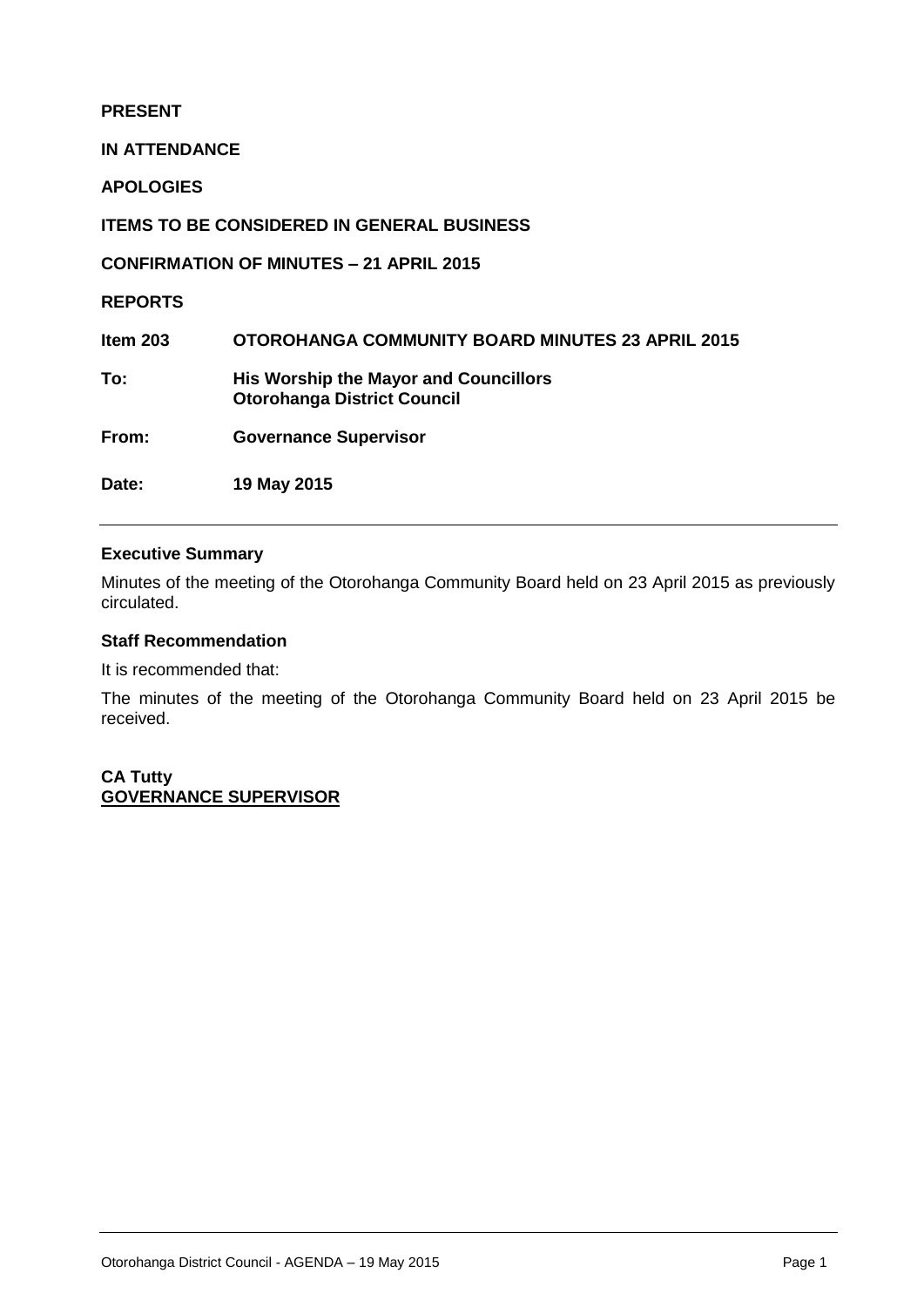**PRESENT**

**IN ATTENDANCE**

**APOLOGIES**

**ITEMS TO BE CONSIDERED IN GENERAL BUSINESS**

**CONFIRMATION OF MINUTES – 21 APRIL 2015**

**REPORTS**

| | |
|---|---|
| **Item 203** | **OTOROHANGA COMMUNITY BOARD MINUTES 23 APRIL 2015** |
| **To:** | **His Worship the Mayor and Councillors**<br>**Otorohanga District Council** |
| **From:** | **Governance Supervisor** |
| **Date:** | **19 May 2015** |

---

### Executive Summary

Minutes of the meeting of the Otorohanga Community Board held on 23 April 2015 as previously circulated.

### Staff Recommendation

It is recommended that:

The minutes of the meeting of the Otorohanga Community Board held on 23 April 2015 be received.

**CA Tutty**
**GOVERNANCE SUPERVISOR**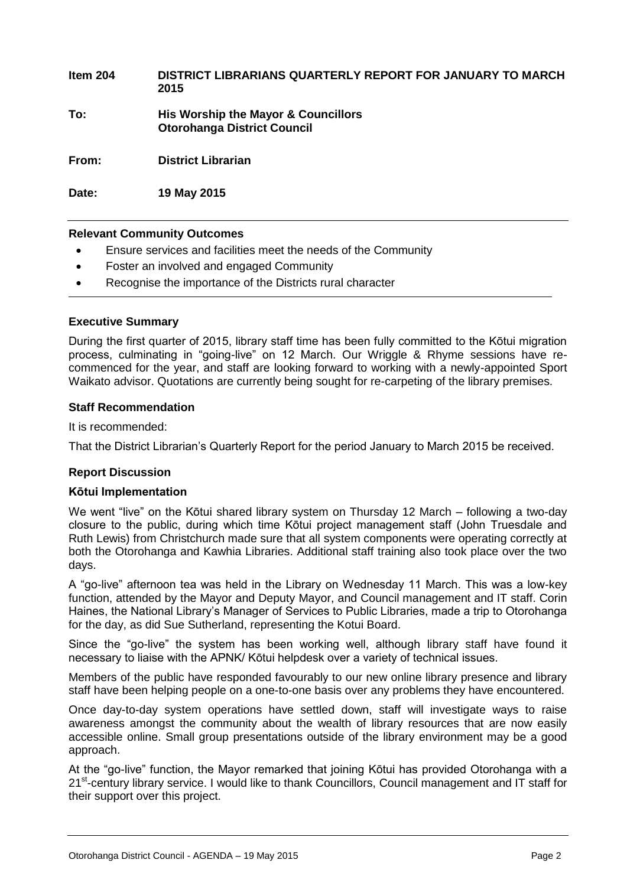| | |
|---|---|
| **Item 204** | **DISTRICT LIBRARIANS QUARTERLY REPORT FOR JANUARY TO MARCH 2015** |
| **To:** | **His Worship the Mayor & Councillors Otorohanga District Council** |
| **From:** | **District Librarian** |
| **Date:** | **19 May 2015** |

**Relevant Community Outcomes**

- Ensure services and facilities meet the needs of the Community
- Foster an involved and engaged Community
- Recognise the importance of the Districts rural character

**Executive Summary**

During the first quarter of 2015, library staff time has been fully committed to the Kōtui migration process, culminating in "going-live" on 12 March. Our Wriggle & Rhyme sessions have re-commenced for the year, and staff are looking forward to working with a newly-appointed Sport Waikato advisor. Quotations are currently being sought for re-carpeting of the library premises.

**Staff Recommendation**

It is recommended:

That the District Librarian's Quarterly Report for the period January to March 2015 be received.

**Report Discussion**

**Kōtui Implementation**

We went "live" on the Kōtui shared library system on Thursday 12 March – following a two-day closure to the public, during which time Kōtui project management staff (John Truesdale and Ruth Lewis) from Christchurch made sure that all system components were operating correctly at both the Otorohanga and Kawhia Libraries. Additional staff training also took place over the two days.

A "go-live" afternoon tea was held in the Library on Wednesday 11 March. This was a low-key function, attended by the Mayor and Deputy Mayor, and Council management and IT staff. Corin Haines, the National Library's Manager of Services to Public Libraries, made a trip to Otorohanga for the day, as did Sue Sutherland, representing the Kotui Board.

Since the "go-live" the system has been working well, although library staff have found it necessary to liaise with the APNK/ Kōtui helpdesk over a variety of technical issues.

Members of the public have responded favourably to our new online library presence and library staff have been helping people on a one-to-one basis over any problems they have encountered.

Once day-to-day system operations have settled down, staff will investigate ways to raise awareness amongst the community about the wealth of library resources that are now easily accessible online. Small group presentations outside of the library environment may be a good approach.

At the "go-live" function, the Mayor remarked that joining Kōtui has provided Otorohanga with a 21st-century library service. I would like to thank Councillors, Council management and IT staff for their support over this project.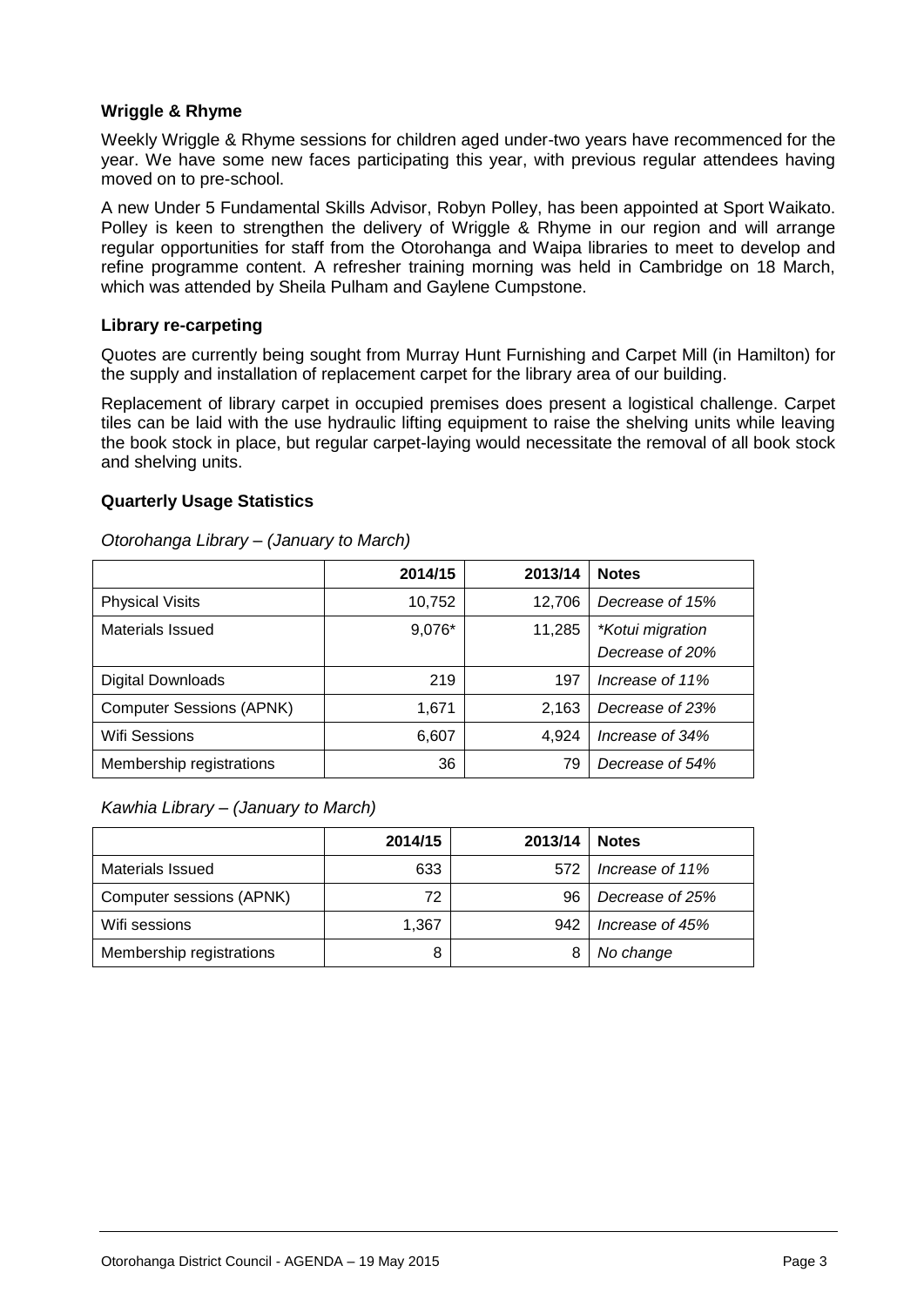**Wriggle & Rhyme**

Weekly Wriggle & Rhyme sessions for children aged under-two years have recommenced for the year. We have some new faces participating this year, with previous regular attendees having moved on to pre-school.

A new Under 5 Fundamental Skills Advisor, Robyn Polley, has been appointed at Sport Waikato. Polley is keen to strengthen the delivery of Wriggle & Rhyme in our region and will arrange regular opportunities for staff from the Otorohanga and Waipa libraries to meet to develop and refine programme content. A refresher training morning was held in Cambridge on 18 March, which was attended by Sheila Pulham and Gaylene Cumpstone.

**Library re-carpeting**

Quotes are currently being sought from Murray Hunt Furnishing and Carpet Mill (in Hamilton) for the supply and installation of replacement carpet for the library area of our building.

Replacement of library carpet in occupied premises does present a logistical challenge. Carpet tiles can be laid with the use hydraulic lifting equipment to raise the shelving units while leaving the book stock in place, but regular carpet-laying would necessitate the removal of all book stock and shelving units.

**Quarterly Usage Statistics**

*Otorohanga Library – (January to March)*

| | 2014/15 | 2013/14 | Notes |
|---|---:|---:|---|
| Physical Visits | 10,752 | 12,706 | *Decrease of 15%* |
| Materials Issued | 9,076* | 11,285 | *\*Kotui migration Decrease of 20%* |
| Digital Downloads | 219 | 197 | *Increase of 11%* |
| Computer Sessions (APNK) | 1,671 | 2,163 | *Decrease of 23%* |
| Wifi Sessions | 6,607 | 4,924 | *Increase of 34%* |
| Membership registrations | 36 | 79 | *Decrease of 54%* |

*Kawhia Library – (January to March)*

| | 2014/15 | 2013/14 | Notes |
|---|---:|---:|---|
| Materials Issued | 633 | 572 | *Increase of 11%* |
| Computer sessions (APNK) | 72 | 96 | *Decrease of 25%* |
| Wifi sessions | 1,367 | 942 | *Increase of 45%* |
| Membership registrations | 8 | 8 | *No change* |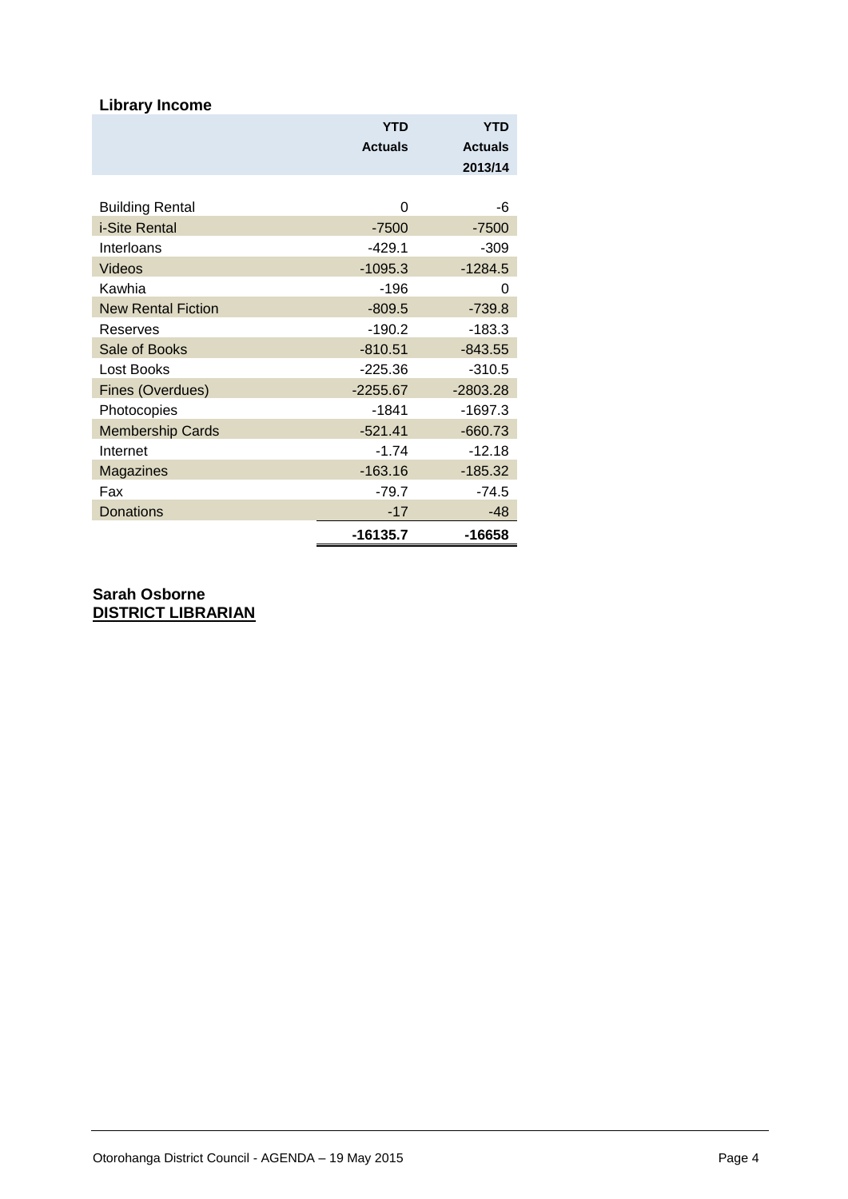**Library Income**

| | YTD Actuals | YTD Actuals 2013/14 |
|---|---|---|
| Building Rental | 0 | -6 |
| i-Site Rental | -7500 | -7500 |
| Interloans | -429.1 | -309 |
| Videos | -1095.3 | -1284.5 |
| Kawhia | -196 | 0 |
| New Rental Fiction | -809.5 | -739.8 |
| Reserves | -190.2 | -183.3 |
| Sale of Books | -810.51 | -843.55 |
| Lost Books | -225.36 | -310.5 |
| Fines (Overdues) | -2255.67 | -2803.28 |
| Photocopies | -1841 | -1697.3 |
| Membership Cards | -521.41 | -660.73 |
| Internet | -1.74 | -12.18 |
| Magazines | -163.16 | -185.32 |
| Fax | -79.7 | -74.5 |
| Donations | -17 | -48 |
| | **-16135.7** | **-16658** |

**Sarah Osborne**
**DISTRICT LIBRARIAN**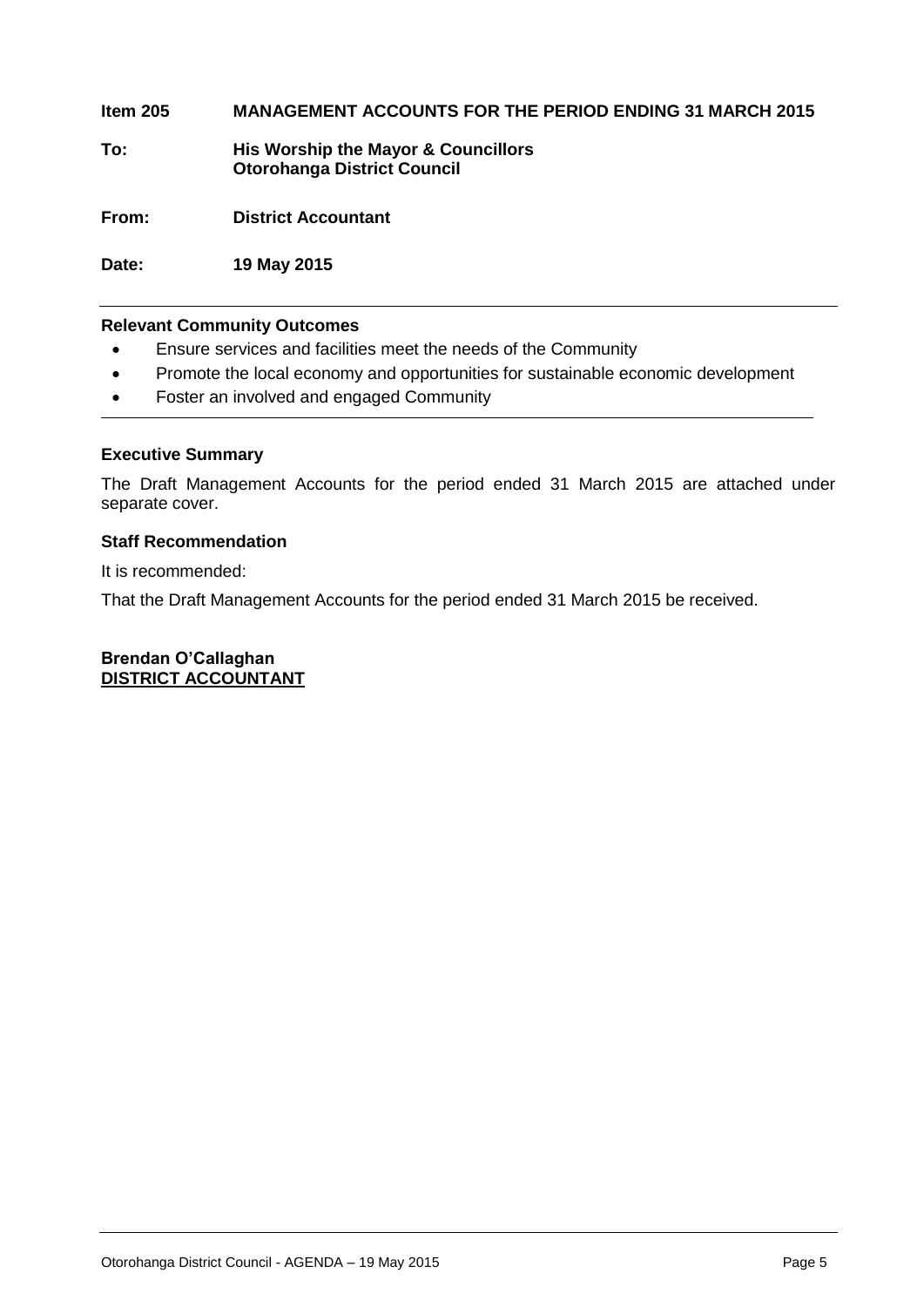**Item 205 MANAGEMENT ACCOUNTS FOR THE PERIOD ENDING 31 MARCH 2015**

**To:** **His Worship the Mayor & Councillors**
**Otorohanga District Council**

**From:** **District Accountant**

**Date:** **19 May 2015**

---

### Relevant Community Outcomes

- Ensure services and facilities meet the needs of the Community
- Promote the local economy and opportunities for sustainable economic development
- Foster an involved and engaged Community

---

### Executive Summary

The Draft Management Accounts for the period ended 31 March 2015 are attached under separate cover.

### Staff Recommendation

It is recommended:

That the Draft Management Accounts for the period ended 31 March 2015 be received.

**Brendan O'Callaghan**
**DISTRICT ACCOUNTANT**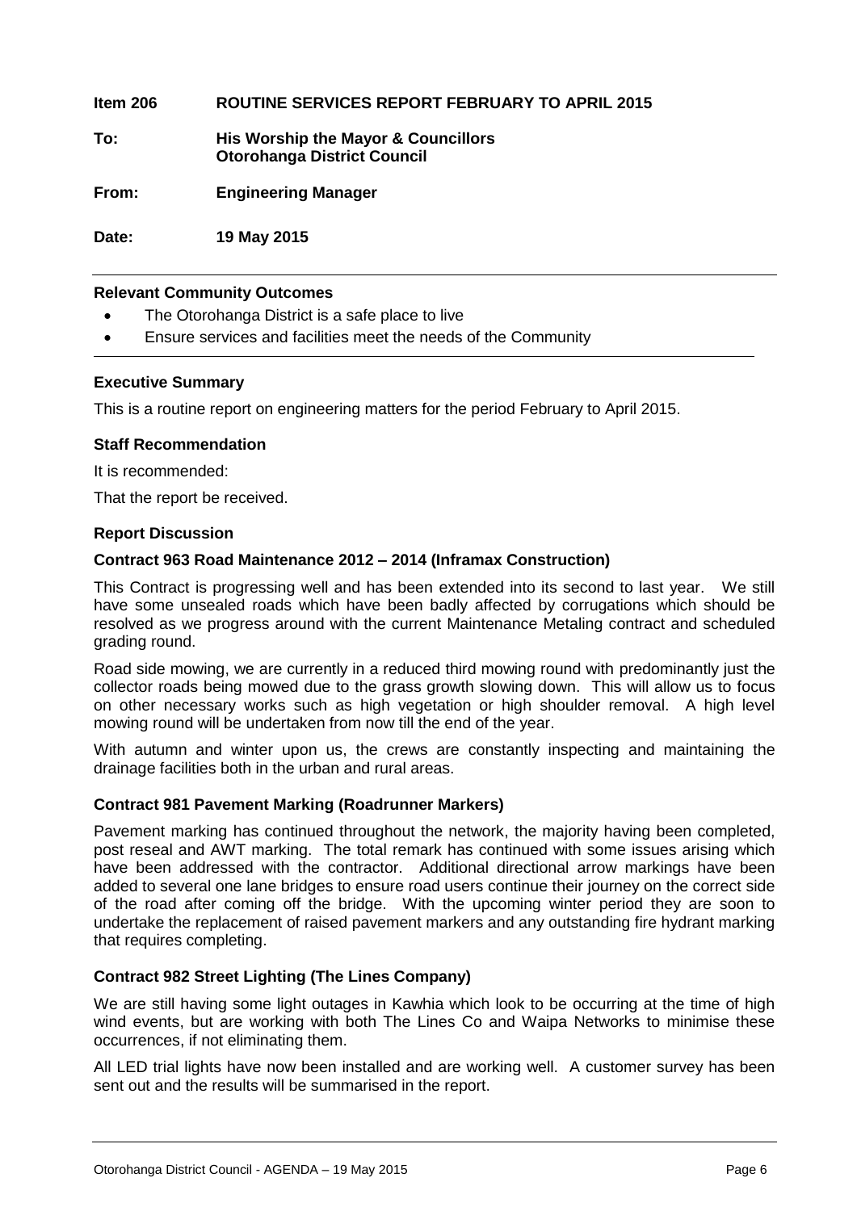**Item 206 ROUTINE SERVICES REPORT FEBRUARY TO APRIL 2015**

**To: His Worship the Mayor & Councillors**
**Otorohanga District Council**

**From: Engineering Manager**

**Date: 19 May 2015**

---

**Relevant Community Outcomes**

- The Otorohanga District is a safe place to live
- Ensure services and facilities meet the needs of the Community

---

**Executive Summary**

This is a routine report on engineering matters for the period February to April 2015.

**Staff Recommendation**

It is recommended:

That the report be received.

**Report Discussion**

**Contract 963 Road Maintenance 2012 – 2014 (Inframax Construction)**

This Contract is progressing well and has been extended into its second to last year. We still have some unsealed roads which have been badly affected by corrugations which should be resolved as we progress around with the current Maintenance Metaling contract and scheduled grading round.

Road side mowing, we are currently in a reduced third mowing round with predominantly just the collector roads being mowed due to the grass growth slowing down. This will allow us to focus on other necessary works such as high vegetation or high shoulder removal. A high level mowing round will be undertaken from now till the end of the year.

With autumn and winter upon us, the crews are constantly inspecting and maintaining the drainage facilities both in the urban and rural areas.

**Contract 981 Pavement Marking (Roadrunner Markers)**

Pavement marking has continued throughout the network, the majority having been completed, post reseal and AWT marking. The total remark has continued with some issues arising which have been addressed with the contractor. Additional directional arrow markings have been added to several one lane bridges to ensure road users continue their journey on the correct side of the road after coming off the bridge. With the upcoming winter period they are soon to undertake the replacement of raised pavement markers and any outstanding fire hydrant marking that requires completing.

**Contract 982 Street Lighting (The Lines Company)**

We are still having some light outages in Kawhia which look to be occurring at the time of high wind events, but are working with both The Lines Co and Waipa Networks to minimise these occurrences, if not eliminating them.

All LED trial lights have now been installed and are working well. A customer survey has been sent out and the results will be summarised in the report.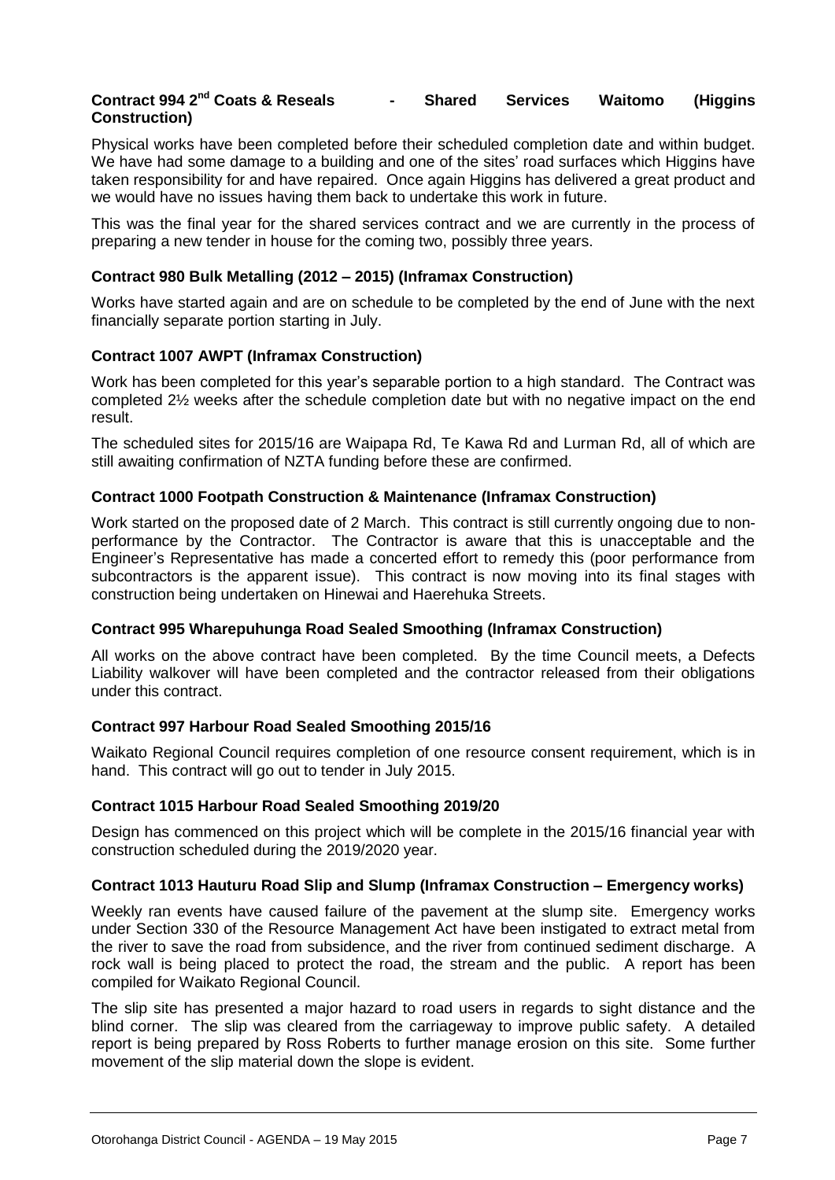**Contract 994 2nd Coats & Reseals - Shared Services Waitomo (Higgins Construction)**

Physical works have been completed before their scheduled completion date and within budget. We have had some damage to a building and one of the sites' road surfaces which Higgins have taken responsibility for and have repaired. Once again Higgins has delivered a great product and we would have no issues having them back to undertake this work in future.

This was the final year for the shared services contract and we are currently in the process of preparing a new tender in house for the coming two, possibly three years.

**Contract 980 Bulk Metalling (2012 – 2015) (Inframax Construction)**

Works have started again and are on schedule to be completed by the end of June with the next financially separate portion starting in July.

**Contract 1007 AWPT (Inframax Construction)**

Work has been completed for this year's separable portion to a high standard. The Contract was completed 2½ weeks after the schedule completion date but with no negative impact on the end result.

The scheduled sites for 2015/16 are Waipapa Rd, Te Kawa Rd and Lurman Rd, all of which are still awaiting confirmation of NZTA funding before these are confirmed.

**Contract 1000 Footpath Construction & Maintenance (Inframax Construction)**

Work started on the proposed date of 2 March. This contract is still currently ongoing due to non-performance by the Contractor. The Contractor is aware that this is unacceptable and the Engineer's Representative has made a concerted effort to remedy this (poor performance from subcontractors is the apparent issue). This contract is now moving into its final stages with construction being undertaken on Hinewai and Haerehuka Streets.

**Contract 995 Wharepuhunga Road Sealed Smoothing (Inframax Construction)**

All works on the above contract have been completed. By the time Council meets, a Defects Liability walkover will have been completed and the contractor released from their obligations under this contract.

**Contract 997 Harbour Road Sealed Smoothing 2015/16**

Waikato Regional Council requires completion of one resource consent requirement, which is in hand. This contract will go out to tender in July 2015.

**Contract 1015 Harbour Road Sealed Smoothing 2019/20**

Design has commenced on this project which will be complete in the 2015/16 financial year with construction scheduled during the 2019/2020 year.

**Contract 1013 Hauturu Road Slip and Slump (Inframax Construction – Emergency works)**

Weekly ran events have caused failure of the pavement at the slump site. Emergency works under Section 330 of the Resource Management Act have been instigated to extract metal from the river to save the road from subsidence, and the river from continued sediment discharge. A rock wall is being placed to protect the road, the stream and the public. A report has been compiled for Waikato Regional Council.

The slip site has presented a major hazard to road users in regards to sight distance and the blind corner. The slip was cleared from the carriageway to improve public safety. A detailed report is being prepared by Ross Roberts to further manage erosion on this site. Some further movement of the slip material down the slope is evident.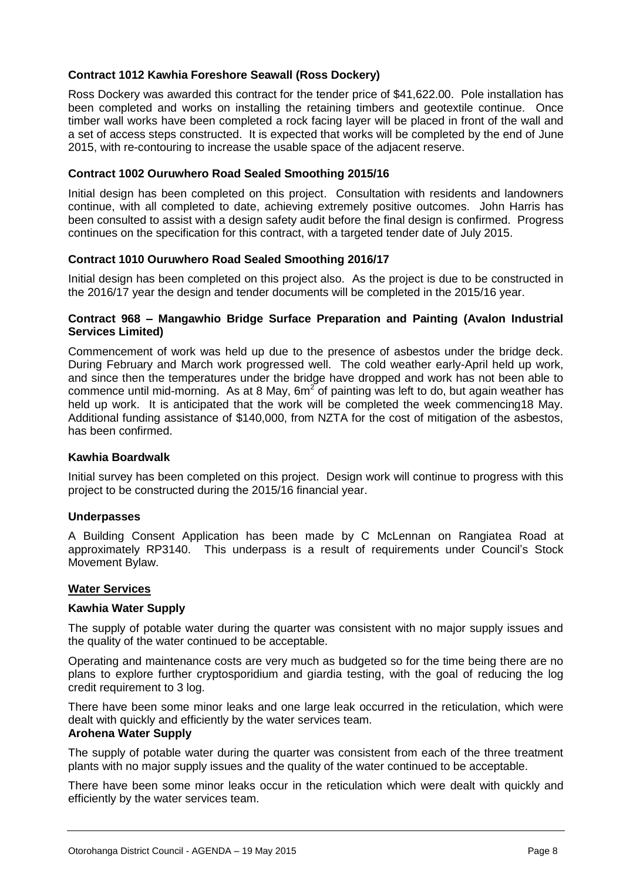**Contract 1012 Kawhia Foreshore Seawall (Ross Dockery)**

Ross Dockery was awarded this contract for the tender price of $41,622.00. Pole installation has been completed and works on installing the retaining timbers and geotextile continue. Once timber wall works have been completed a rock facing layer will be placed in front of the wall and a set of access steps constructed. It is expected that works will be completed by the end of June 2015, with re-contouring to increase the usable space of the adjacent reserve.

**Contract 1002 Ouruwhero Road Sealed Smoothing 2015/16**

Initial design has been completed on this project. Consultation with residents and landowners continue, with all completed to date, achieving extremely positive outcomes. John Harris has been consulted to assist with a design safety audit before the final design is confirmed. Progress continues on the specification for this contract, with a targeted tender date of July 2015.

**Contract 1010 Ouruwhero Road Sealed Smoothing 2016/17**

Initial design has been completed on this project also. As the project is due to be constructed in the 2016/17 year the design and tender documents will be completed in the 2015/16 year.

**Contract 968 – Mangawhio Bridge Surface Preparation and Painting (Avalon Industrial Services Limited)**

Commencement of work was held up due to the presence of asbestos under the bridge deck. During February and March work progressed well. The cold weather early-April held up work, and since then the temperatures under the bridge have dropped and work has not been able to commence until mid-morning. As at 8 May, $6m^2$ of painting was left to do, but again weather has held up work. It is anticipated that the work will be completed the week commencing18 May. Additional funding assistance of $140,000, from NZTA for the cost of mitigation of the asbestos, has been confirmed.

**Kawhia Boardwalk**

Initial survey has been completed on this project. Design work will continue to progress with this project to be constructed during the 2015/16 financial year.

**Underpasses**

A Building Consent Application has been made by C McLennan on Rangiatea Road at approximately RP3140. This underpass is a result of requirements under Council's Stock Movement Bylaw.

**Water Services**

**Kawhia Water Supply**

The supply of potable water during the quarter was consistent with no major supply issues and the quality of the water continued to be acceptable.

Operating and maintenance costs are very much as budgeted so for the time being there are no plans to explore further cryptosporidium and giardia testing, with the goal of reducing the log credit requirement to 3 log.

There have been some minor leaks and one large leak occurred in the reticulation, which were dealt with quickly and efficiently by the water services team.

**Arohena Water Supply**

The supply of potable water during the quarter was consistent from each of the three treatment plants with no major supply issues and the quality of the water continued to be acceptable.

There have been some minor leaks occur in the reticulation which were dealt with quickly and efficiently by the water services team.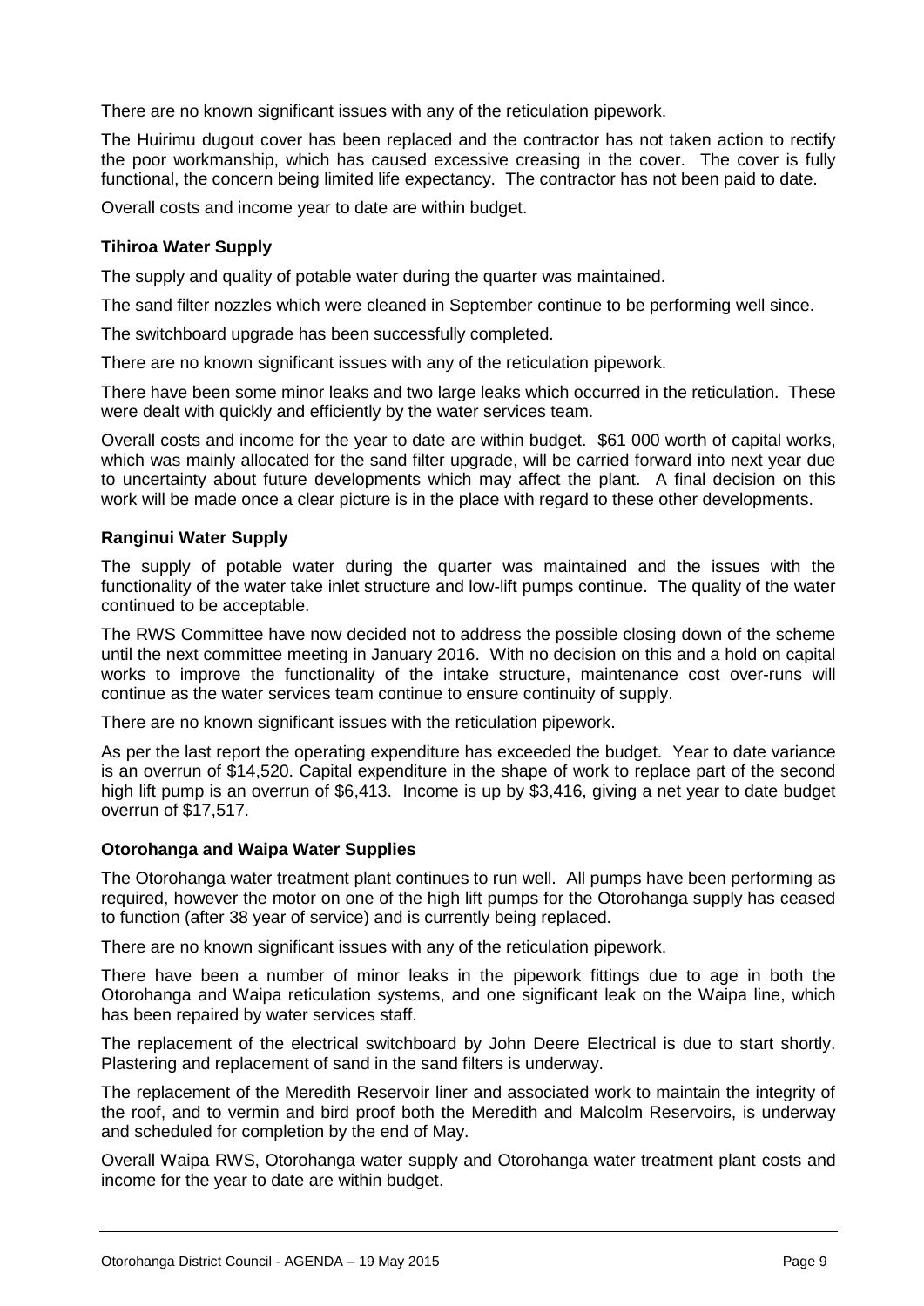There are no known significant issues with any of the reticulation pipework.

The Huirimu dugout cover has been replaced and the contractor has not taken action to rectify the poor workmanship, which has caused excessive creasing in the cover. The cover is fully functional, the concern being limited life expectancy. The contractor has not been paid to date.

Overall costs and income year to date are within budget.

**Tihiroa Water Supply**

The supply and quality of potable water during the quarter was maintained.

The sand filter nozzles which were cleaned in September continue to be performing well since.

The switchboard upgrade has been successfully completed.

There are no known significant issues with any of the reticulation pipework.

There have been some minor leaks and two large leaks which occurred in the reticulation. These were dealt with quickly and efficiently by the water services team.

Overall costs and income for the year to date are within budget. $61 000 worth of capital works, which was mainly allocated for the sand filter upgrade, will be carried forward into next year due to uncertainty about future developments which may affect the plant. A final decision on this work will be made once a clear picture is in the place with regard to these other developments.

**Ranginui Water Supply**

The supply of potable water during the quarter was maintained and the issues with the functionality of the water take inlet structure and low-lift pumps continue. The quality of the water continued to be acceptable.

The RWS Committee have now decided not to address the possible closing down of the scheme until the next committee meeting in January 2016. With no decision on this and a hold on capital works to improve the functionality of the intake structure, maintenance cost over-runs will continue as the water services team continue to ensure continuity of supply.

There are no known significant issues with the reticulation pipework.

As per the last report the operating expenditure has exceeded the budget. Year to date variance is an overrun of $14,520. Capital expenditure in the shape of work to replace part of the second high lift pump is an overrun of $6,413. Income is up by $3,416, giving a net year to date budget overrun of $17,517.

**Otorohanga and Waipa Water Supplies**

The Otorohanga water treatment plant continues to run well. All pumps have been performing as required, however the motor on one of the high lift pumps for the Otorohanga supply has ceased to function (after 38 year of service) and is currently being replaced.

There are no known significant issues with any of the reticulation pipework.

There have been a number of minor leaks in the pipework fittings due to age in both the Otorohanga and Waipa reticulation systems, and one significant leak on the Waipa line, which has been repaired by water services staff.

The replacement of the electrical switchboard by John Deere Electrical is due to start shortly. Plastering and replacement of sand in the sand filters is underway.

The replacement of the Meredith Reservoir liner and associated work to maintain the integrity of the roof, and to vermin and bird proof both the Meredith and Malcolm Reservoirs, is underway and scheduled for completion by the end of May.

Overall Waipa RWS, Otorohanga water supply and Otorohanga water treatment plant costs and income for the year to date are within budget.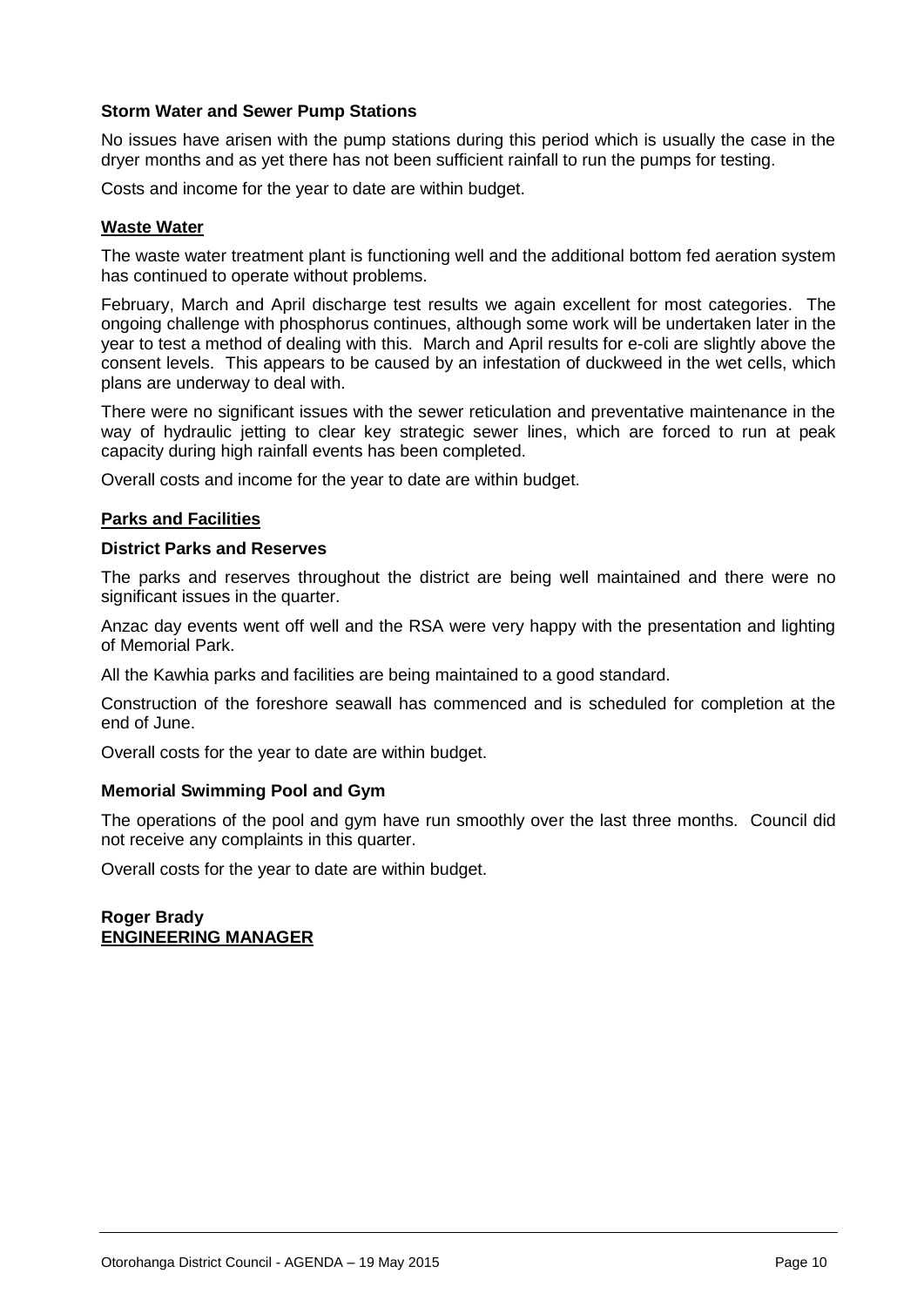**Storm Water and Sewer Pump Stations**

No issues have arisen with the pump stations during this period which is usually the case in the dryer months and as yet there has not been sufficient rainfall to run the pumps for testing.

Costs and income for the year to date are within budget.

**Waste Water**

The waste water treatment plant is functioning well and the additional bottom fed aeration system has continued to operate without problems.

February, March and April discharge test results we again excellent for most categories. The ongoing challenge with phosphorus continues, although some work will be undertaken later in the year to test a method of dealing with this. March and April results for e-coli are slightly above the consent levels. This appears to be caused by an infestation of duckweed in the wet cells, which plans are underway to deal with.

There were no significant issues with the sewer reticulation and preventative maintenance in the way of hydraulic jetting to clear key strategic sewer lines, which are forced to run at peak capacity during high rainfall events has been completed.

Overall costs and income for the year to date are within budget.

**Parks and Facilities**

**District Parks and Reserves**

The parks and reserves throughout the district are being well maintained and there were no significant issues in the quarter.

Anzac day events went off well and the RSA were very happy with the presentation and lighting of Memorial Park.

All the Kawhia parks and facilities are being maintained to a good standard.

Construction of the foreshore seawall has commenced and is scheduled for completion at the end of June.

Overall costs for the year to date are within budget.

**Memorial Swimming Pool and Gym**

The operations of the pool and gym have run smoothly over the last three months. Council did not receive any complaints in this quarter.

Overall costs for the year to date are within budget.

**Roger Brady**
**ENGINEERING MANAGER**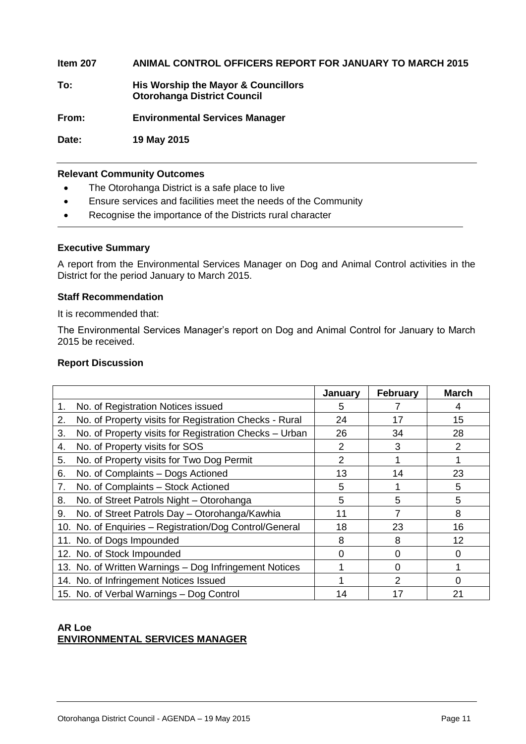**Item 207 ANIMAL CONTROL OFFICERS REPORT FOR JANUARY TO MARCH 2015**

**To: His Worship the Mayor & Councillors**
**Otorohanga District Council**

**From: Environmental Services Manager**

**Date: 19 May 2015**

---

**Relevant Community Outcomes**

- The Otorohanga District is a safe place to live
- Ensure services and facilities meet the needs of the Community
- Recognise the importance of the Districts rural character

---

**Executive Summary**

A report from the Environmental Services Manager on Dog and Animal Control activities in the District for the period January to March 2015.

**Staff Recommendation**

It is recommended that:

The Environmental Services Manager's report on Dog and Animal Control for January to March 2015 be received.

**Report Discussion**

| | January | February | March |
|---|---|---|---|
| 1. No. of Registration Notices issued | 5 | 7 | 4 |
| 2. No. of Property visits for Registration Checks - Rural | 24 | 17 | 15 |
| 3. No. of Property visits for Registration Checks – Urban | 26 | 34 | 28 |
| 4. No. of Property visits for SOS | 2 | 3 | 2 |
| 5. No. of Property visits for Two Dog Permit | 2 | 1 | 1 |
| 6. No. of Complaints – Dogs Actioned | 13 | 14 | 23 |
| 7. No. of Complaints – Stock Actioned | 5 | 1 | 5 |
| 8. No. of Street Patrols Night – Otorohanga | 5 | 5 | 5 |
| 9. No. of Street Patrols Day – Otorohanga/Kawhia | 11 | 7 | 8 |
| 10. No. of Enquiries – Registration/Dog Control/General | 18 | 23 | 16 |
| 11. No. of Dogs Impounded | 8 | 8 | 12 |
| 12. No. of Stock Impounded | 0 | 0 | 0 |
| 13. No. of Written Warnings – Dog Infringement Notices | 1 | 0 | 1 |
| 14. No. of Infringement Notices Issued | 1 | 2 | 0 |
| 15. No. of Verbal Warnings – Dog Control | 14 | 17 | 21 |

**AR Loe**
**ENVIRONMENTAL SERVICES MANAGER**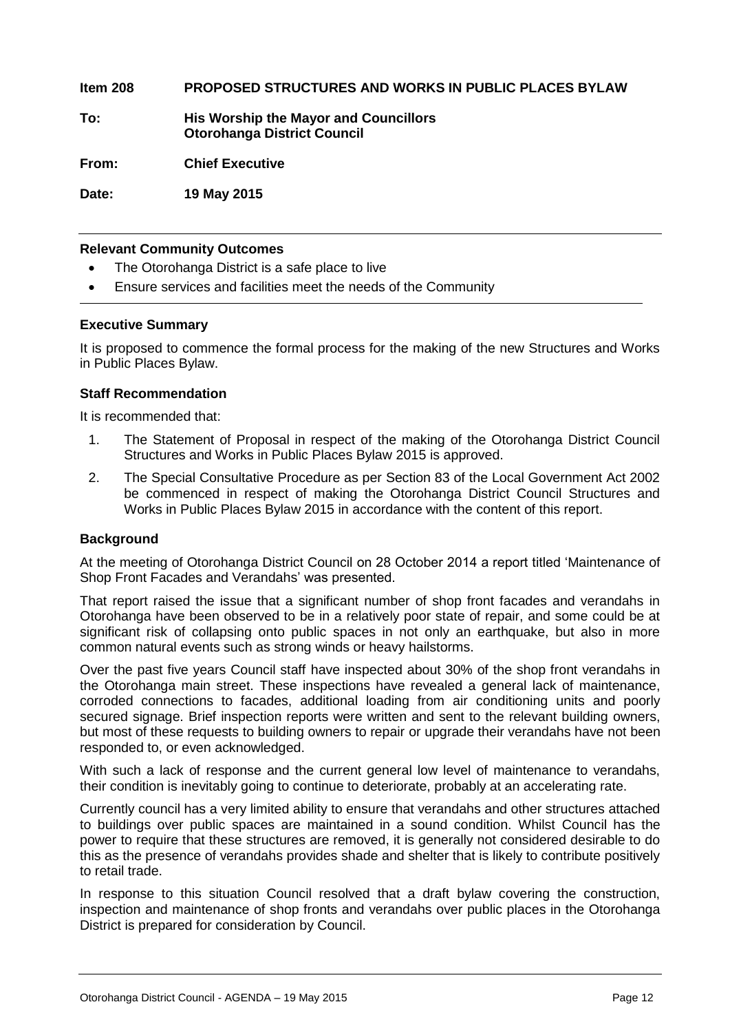**Item 208 PROPOSED STRUCTURES AND WORKS IN PUBLIC PLACES BYLAW**

**To: His Worship the Mayor and Councillors**
**Otorohanga District Council**

**From: Chief Executive**

**Date: 19 May 2015**

---

**Relevant Community Outcomes**

- The Otorohanga District is a safe place to live
- Ensure services and facilities meet the needs of the Community

---

### Executive Summary

It is proposed to commence the formal process for the making of the new Structures and Works in Public Places Bylaw.

### Staff Recommendation

It is recommended that:

1. The Statement of Proposal in respect of the making of the Otorohanga District Council Structures and Works in Public Places Bylaw 2015 is approved.
2. The Special Consultative Procedure as per Section 83 of the Local Government Act 2002 be commenced in respect of making the Otorohanga District Council Structures and Works in Public Places Bylaw 2015 in accordance with the content of this report.

### Background

At the meeting of Otorohanga District Council on 28 October 2014 a report titled 'Maintenance of Shop Front Facades and Verandahs' was presented.

That report raised the issue that a significant number of shop front facades and verandahs in Otorohanga have been observed to be in a relatively poor state of repair, and some could be at significant risk of collapsing onto public spaces in not only an earthquake, but also in more common natural events such as strong winds or heavy hailstorms.

Over the past five years Council staff have inspected about 30% of the shop front verandahs in the Otorohanga main street. These inspections have revealed a general lack of maintenance, corroded connections to facades, additional loading from air conditioning units and poorly secured signage. Brief inspection reports were written and sent to the relevant building owners, but most of these requests to building owners to repair or upgrade their verandahs have not been responded to, or even acknowledged.

With such a lack of response and the current general low level of maintenance to verandahs, their condition is inevitably going to continue to deteriorate, probably at an accelerating rate.

Currently council has a very limited ability to ensure that verandahs and other structures attached to buildings over public spaces are maintained in a sound condition. Whilst Council has the power to require that these structures are removed, it is generally not considered desirable to do this as the presence of verandahs provides shade and shelter that is likely to contribute positively to retail trade.

In response to this situation Council resolved that a draft bylaw covering the construction, inspection and maintenance of shop fronts and verandahs over public places in the Otorohanga District is prepared for consideration by Council.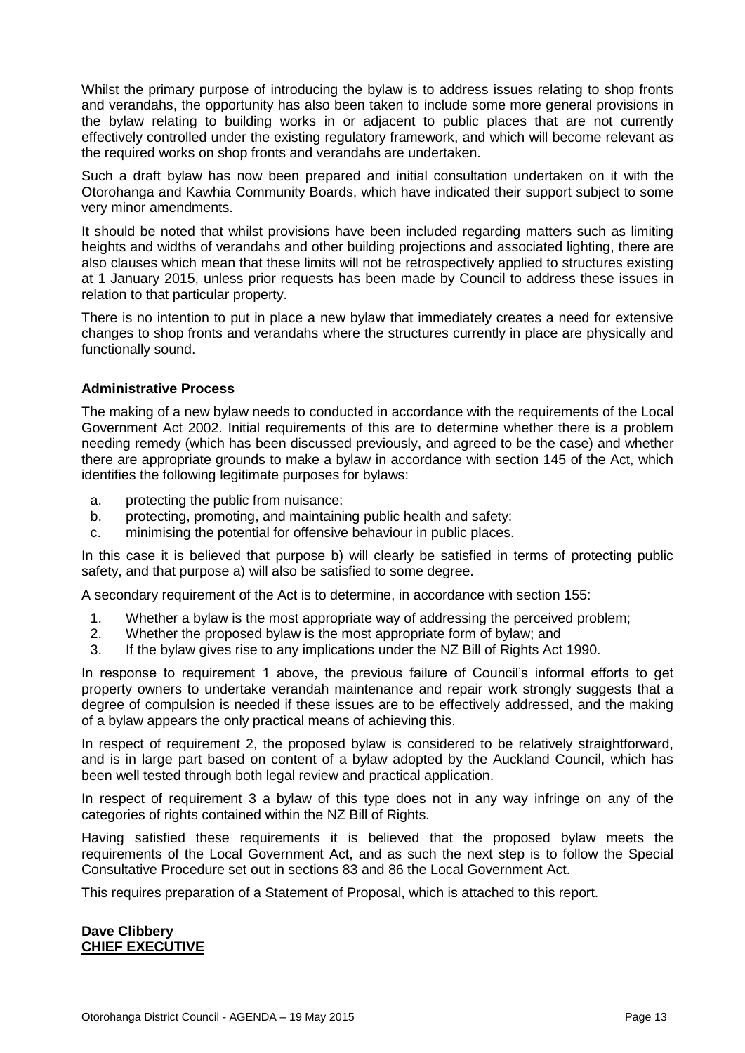Whilst the primary purpose of introducing the bylaw is to address issues relating to shop fronts and verandahs, the opportunity has also been taken to include some more general provisions in the bylaw relating to building works in or adjacent to public places that are not currently effectively controlled under the existing regulatory framework, and which will become relevant as the required works on shop fronts and verandahs are undertaken.

Such a draft bylaw has now been prepared and initial consultation undertaken on it with the Otorohanga and Kawhia Community Boards, which have indicated their support subject to some very minor amendments.

It should be noted that whilst provisions have been included regarding matters such as limiting heights and widths of verandahs and other building projections and associated lighting, there are also clauses which mean that these limits will not be retrospectively applied to structures existing at 1 January 2015, unless prior requests has been made by Council to address these issues in relation to that particular property.

There is no intention to put in place a new bylaw that immediately creates a need for extensive changes to shop fronts and verandahs where the structures currently in place are physically and functionally sound.

**Administrative Process**

The making of a new bylaw needs to conducted in accordance with the requirements of the Local Government Act 2002. Initial requirements of this are to determine whether there is a problem needing remedy (which has been discussed previously, and agreed to be the case) and whether there are appropriate grounds to make a bylaw in accordance with section 145 of the Act, which identifies the following legitimate purposes for bylaws:

a. protecting the public from nuisance:
b. protecting, promoting, and maintaining public health and safety:
c. minimising the potential for offensive behaviour in public places.

In this case it is believed that purpose b) will clearly be satisfied in terms of protecting public safety, and that purpose a) will also be satisfied to some degree.

A secondary requirement of the Act is to determine, in accordance with section 155:

1. Whether a bylaw is the most appropriate way of addressing the perceived problem;
2. Whether the proposed bylaw is the most appropriate form of bylaw; and
3. If the bylaw gives rise to any implications under the NZ Bill of Rights Act 1990.

In response to requirement 1 above, the previous failure of Council's informal efforts to get property owners to undertake verandah maintenance and repair work strongly suggests that a degree of compulsion is needed if these issues are to be effectively addressed, and the making of a bylaw appears the only practical means of achieving this.

In respect of requirement 2, the proposed bylaw is considered to be relatively straightforward, and is in large part based on content of a bylaw adopted by the Auckland Council, which has been well tested through both legal review and practical application.

In respect of requirement 3 a bylaw of this type does not in any way infringe on any of the categories of rights contained within the NZ Bill of Rights.

Having satisfied these requirements it is believed that the proposed bylaw meets the requirements of the Local Government Act, and as such the next step is to follow the Special Consultative Procedure set out in sections 83 and 86 the Local Government Act.

This requires preparation of a Statement of Proposal, which is attached to this report.

**Dave Clibbery**
**CHIEF EXECUTIVE**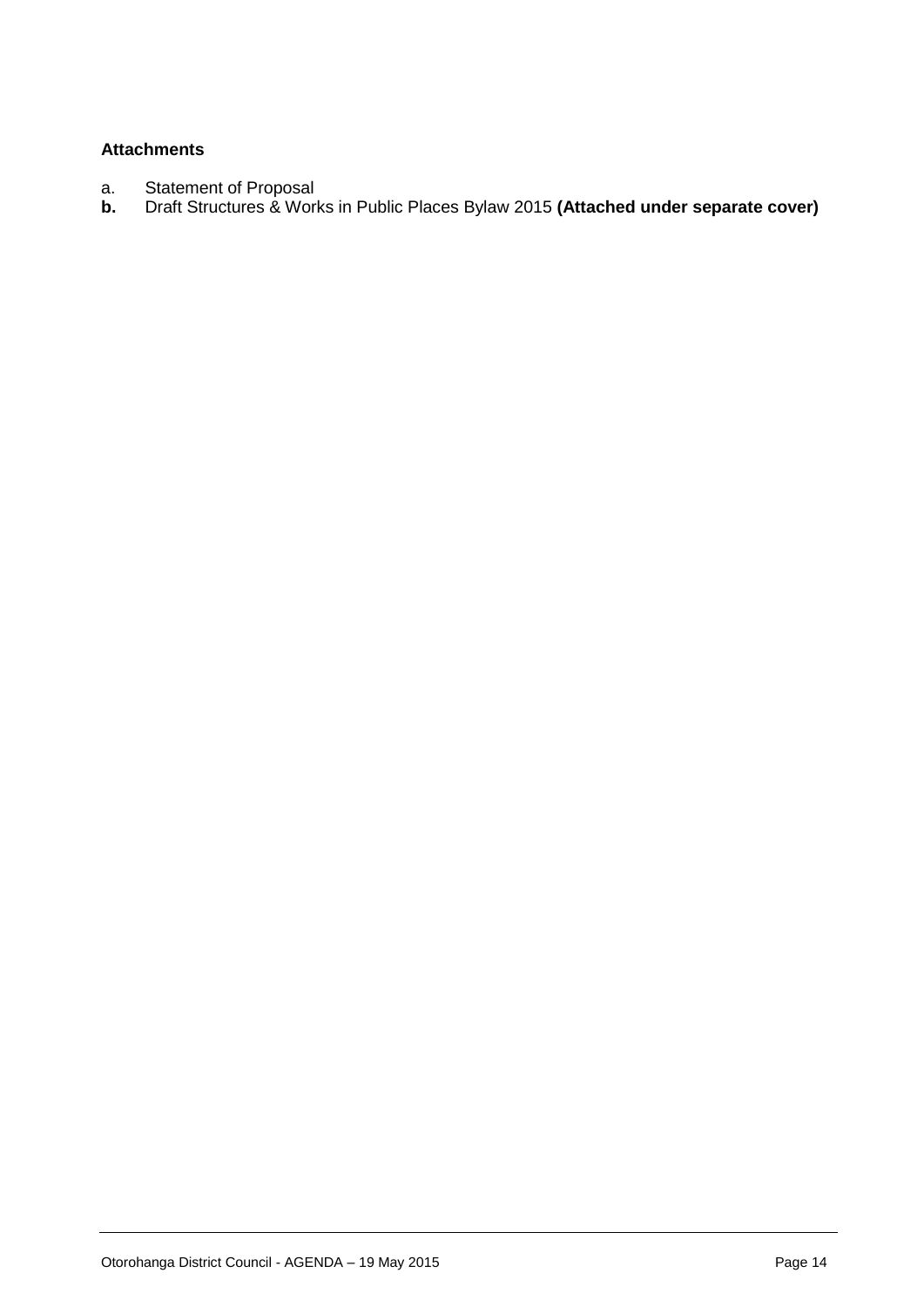**Attachments**

a. Statement of Proposal
**b.** Draft Structures & Works in Public Places Bylaw 2015 **(Attached under separate cover)**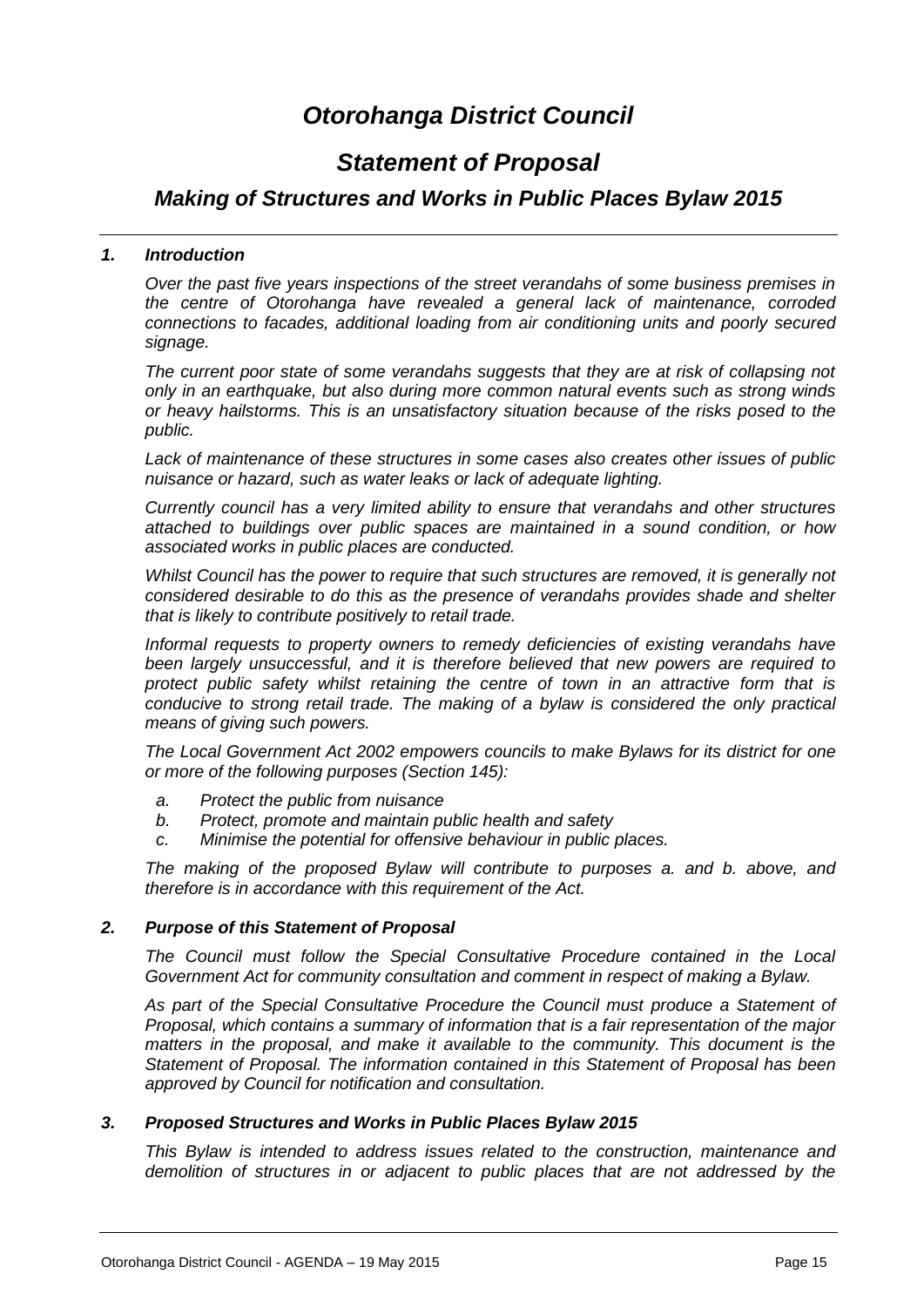# *Otorohanga District Council*

## *Statement of Proposal*

### *Making of Structures and Works in Public Places Bylaw 2015*

#### *1. Introduction*

*Over the past five years inspections of the street verandahs of some business premises in the centre of Otorohanga have revealed a general lack of maintenance, corroded connections to facades, additional loading from air conditioning units and poorly secured signage.*

*The current poor state of some verandahs suggests that they are at risk of collapsing not only in an earthquake, but also during more common natural events such as strong winds or heavy hailstorms. This is an unsatisfactory situation because of the risks posed to the public.*

*Lack of maintenance of these structures in some cases also creates other issues of public nuisance or hazard, such as water leaks or lack of adequate lighting.*

*Currently council has a very limited ability to ensure that verandahs and other structures attached to buildings over public spaces are maintained in a sound condition, or how associated works in public places are conducted.*

*Whilst Council has the power to require that such structures are removed, it is generally not considered desirable to do this as the presence of verandahs provides shade and shelter that is likely to contribute positively to retail trade.*

*Informal requests to property owners to remedy deficiencies of existing verandahs have been largely unsuccessful, and it is therefore believed that new powers are required to protect public safety whilst retaining the centre of town in an attractive form that is conducive to strong retail trade. The making of a bylaw is considered the only practical means of giving such powers.*

*The Local Government Act 2002 empowers councils to make Bylaws for its district for one or more of the following purposes (Section 145):*

- *a. Protect the public from nuisance*
- *b. Protect, promote and maintain public health and safety*
- *c. Minimise the potential for offensive behaviour in public places.*

*The making of the proposed Bylaw will contribute to purposes a. and b. above, and therefore is in accordance with this requirement of the Act.*

#### *2. Purpose of this Statement of Proposal*

*The Council must follow the Special Consultative Procedure contained in the Local Government Act for community consultation and comment in respect of making a Bylaw.*

*As part of the Special Consultative Procedure the Council must produce a Statement of Proposal, which contains a summary of information that is a fair representation of the major matters in the proposal, and make it available to the community. This document is the Statement of Proposal. The information contained in this Statement of Proposal has been approved by Council for notification and consultation.*

#### *3. Proposed Structures and Works in Public Places Bylaw 2015*

*This Bylaw is intended to address issues related to the construction, maintenance and demolition of structures in or adjacent to public places that are not addressed by the*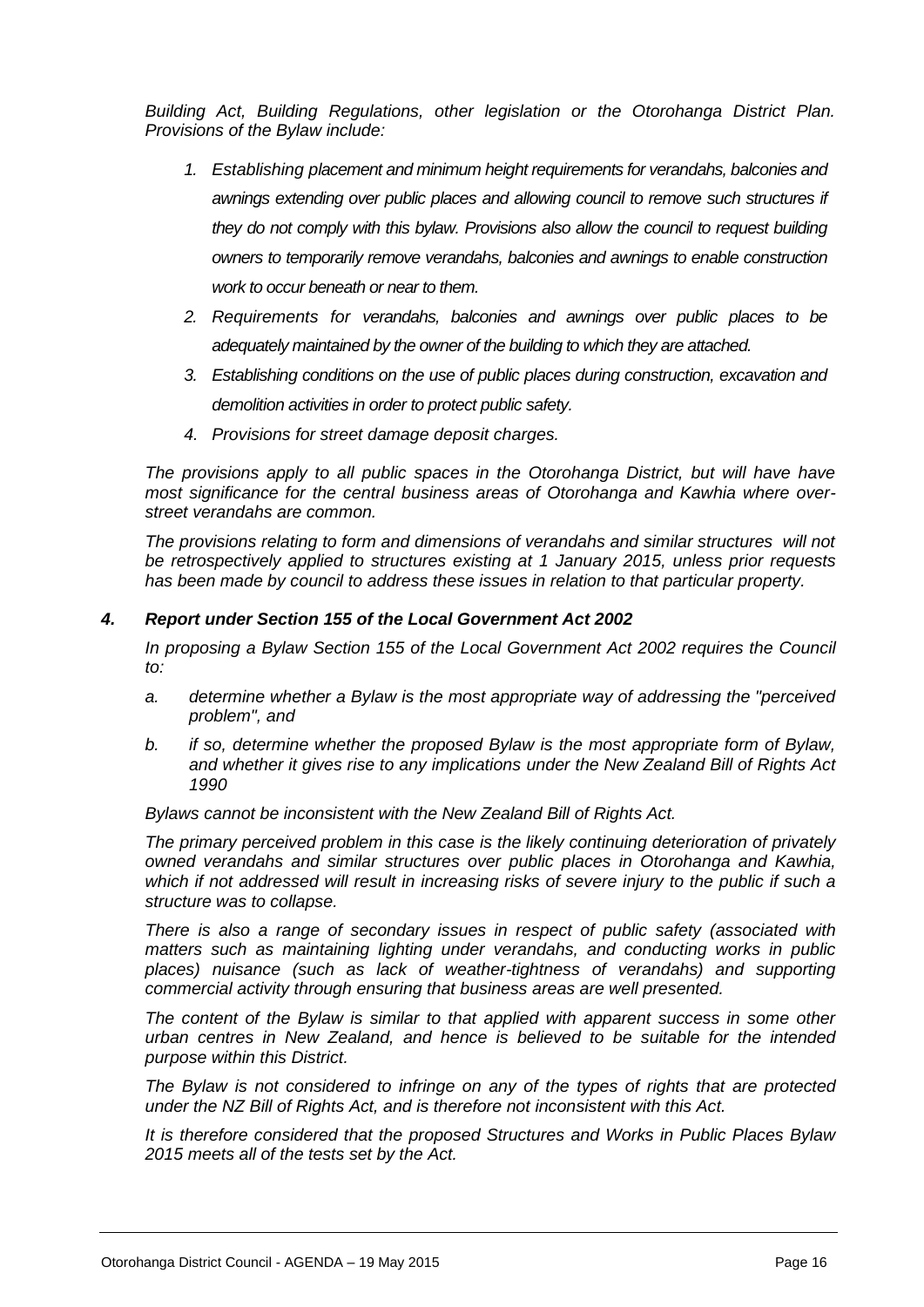*Building Act, Building Regulations, other legislation or the Otorohanga District Plan. Provisions of the Bylaw include:*

1. *Establishing placement and minimum height requirements for verandahs, balconies and awnings extending over public places and allowing council to remove such structures if they do not comply with this bylaw. Provisions also allow the council to request building owners to temporarily remove verandahs, balconies and awnings to enable construction work to occur beneath or near to them.*
2. *Requirements for verandahs, balconies and awnings over public places to be adequately maintained by the owner of the building to which they are attached.*
3. *Establishing conditions on the use of public places during construction, excavation and demolition activities in order to protect public safety.*
4. *Provisions for street damage deposit charges.*

*The provisions apply to all public spaces in the Otorohanga District, but will have have most significance for the central business areas of Otorohanga and Kawhia where over-street verandahs are common.*

*The provisions relating to form and dimensions of verandahs and similar structures will not be retrospectively applied to structures existing at 1 January 2015, unless prior requests has been made by council to address these issues in relation to that particular property.*

### *4. Report under Section 155 of the Local Government Act 2002*

*In proposing a Bylaw Section 155 of the Local Government Act 2002 requires the Council to:*

a. *determine whether a Bylaw is the most appropriate way of addressing the "perceived problem", and*
b. *if so, determine whether the proposed Bylaw is the most appropriate form of Bylaw, and whether it gives rise to any implications under the New Zealand Bill of Rights Act 1990*

*Bylaws cannot be inconsistent with the New Zealand Bill of Rights Act.*

*The primary perceived problem in this case is the likely continuing deterioration of privately owned verandahs and similar structures over public places in Otorohanga and Kawhia, which if not addressed will result in increasing risks of severe injury to the public if such a structure was to collapse.*

*There is also a range of secondary issues in respect of public safety (associated with matters such as maintaining lighting under verandahs, and conducting works in public places) nuisance (such as lack of weather-tightness of verandahs) and supporting commercial activity through ensuring that business areas are well presented.*

*The content of the Bylaw is similar to that applied with apparent success in some other urban centres in New Zealand, and hence is believed to be suitable for the intended purpose within this District.*

*The Bylaw is not considered to infringe on any of the types of rights that are protected under the NZ Bill of Rights Act, and is therefore not inconsistent with this Act.*

*It is therefore considered that the proposed Structures and Works in Public Places Bylaw 2015 meets all of the tests set by the Act.*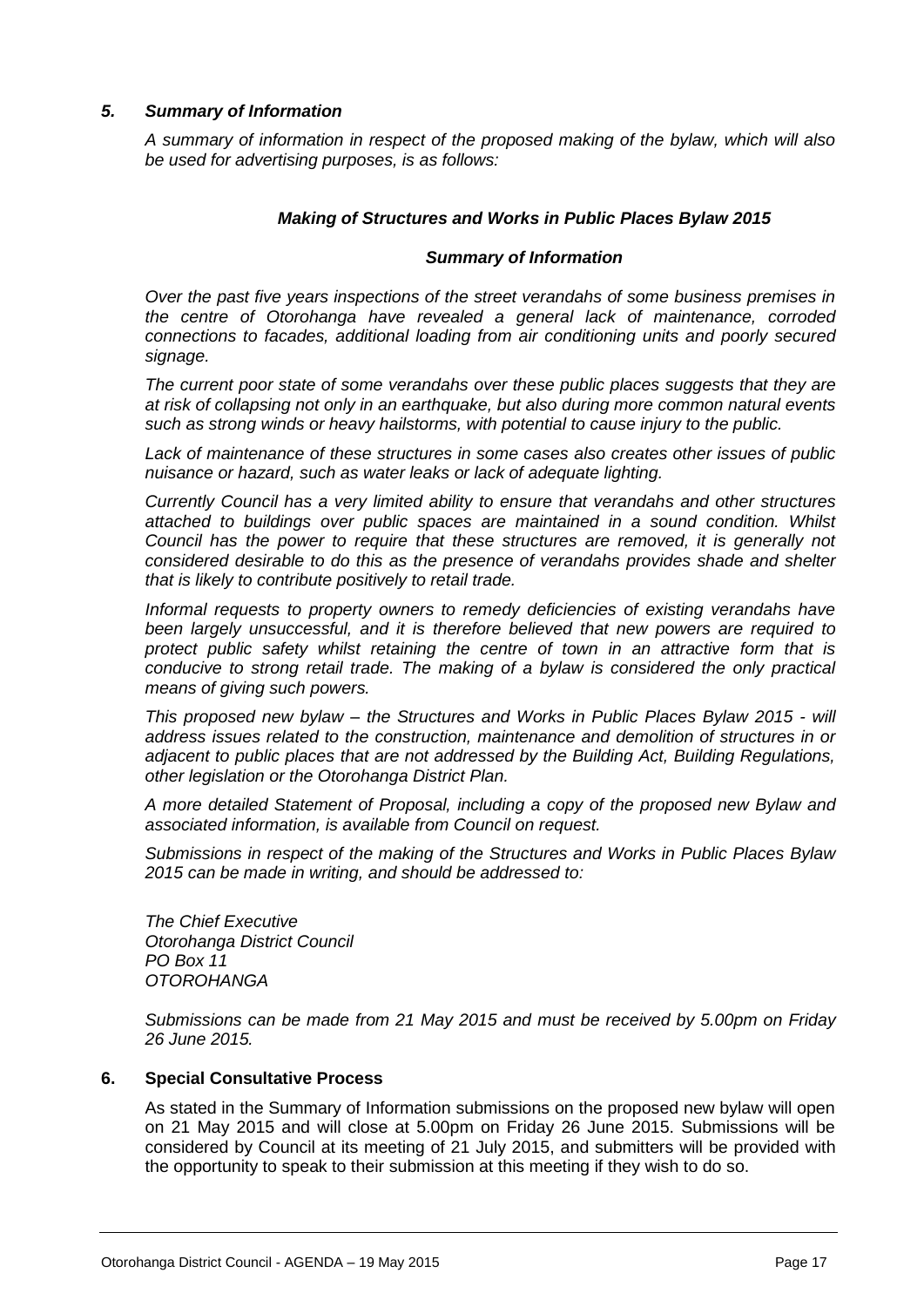## *5. Summary of Information*

*A summary of information in respect of the proposed making of the bylaw, which will also be used for advertising purposes, is as follows:*

### *Making of Structures and Works in Public Places Bylaw 2015*

### *Summary of Information*

*Over the past five years inspections of the street verandahs of some business premises in the centre of Otorohanga have revealed a general lack of maintenance, corroded connections to facades, additional loading from air conditioning units and poorly secured signage.*

*The current poor state of some verandahs over these public places suggests that they are at risk of collapsing not only in an earthquake, but also during more common natural events such as strong winds or heavy hailstorms, with potential to cause injury to the public.*

*Lack of maintenance of these structures in some cases also creates other issues of public nuisance or hazard, such as water leaks or lack of adequate lighting.*

*Currently Council has a very limited ability to ensure that verandahs and other structures attached to buildings over public spaces are maintained in a sound condition. Whilst Council has the power to require that these structures are removed, it is generally not considered desirable to do this as the presence of verandahs provides shade and shelter that is likely to contribute positively to retail trade.*

*Informal requests to property owners to remedy deficiencies of existing verandahs have been largely unsuccessful, and it is therefore believed that new powers are required to protect public safety whilst retaining the centre of town in an attractive form that is conducive to strong retail trade. The making of a bylaw is considered the only practical means of giving such powers.*

*This proposed new bylaw – the Structures and Works in Public Places Bylaw 2015 - will address issues related to the construction, maintenance and demolition of structures in or adjacent to public places that are not addressed by the Building Act, Building Regulations, other legislation or the Otorohanga District Plan.*

*A more detailed Statement of Proposal, including a copy of the proposed new Bylaw and associated information, is available from Council on request.*

*Submissions in respect of the making of the Structures and Works in Public Places Bylaw 2015 can be made in writing, and should be addressed to:*

*The Chief Executive*
*Otorohanga District Council*
*PO Box 11*
*OTOROHANGA*

*Submissions can be made from 21 May 2015 and must be received by 5.00pm on Friday 26 June 2015.*

## 6. Special Consultative Process

As stated in the Summary of Information submissions on the proposed new bylaw will open on 21 May 2015 and will close at 5.00pm on Friday 26 June 2015. Submissions will be considered by Council at its meeting of 21 July 2015, and submitters will be provided with the opportunity to speak to their submission at this meeting if they wish to do so.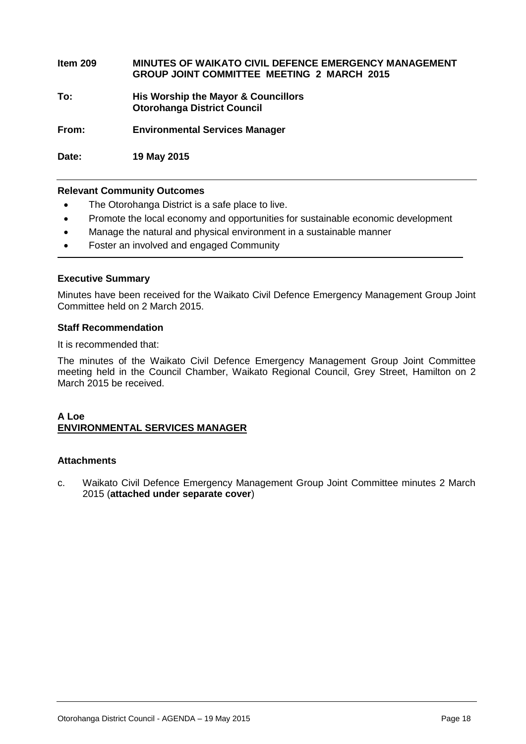**Item 209 MINUTES OF WAIKATO CIVIL DEFENCE EMERGENCY MANAGEMENT GROUP JOINT COMMITTEE MEETING 2 MARCH 2015**

**To: His Worship the Mayor & Councillors**
**Otorohanga District Council**

**From: Environmental Services Manager**

**Date: 19 May 2015**

---

**Relevant Community Outcomes**

- The Otorohanga District is a safe place to live.
- Promote the local economy and opportunities for sustainable economic development
- Manage the natural and physical environment in a sustainable manner
- Foster an involved and engaged Community

---

**Executive Summary**

Minutes have been received for the Waikato Civil Defence Emergency Management Group Joint Committee held on 2 March 2015.

**Staff Recommendation**

It is recommended that:

The minutes of the Waikato Civil Defence Emergency Management Group Joint Committee meeting held in the Council Chamber, Waikato Regional Council, Grey Street, Hamilton on 2 March 2015 be received.

**A Loe**
**ENVIRONMENTAL SERVICES MANAGER**

**Attachments**

c. Waikato Civil Defence Emergency Management Group Joint Committee minutes 2 March 2015 (**attached under separate cover**)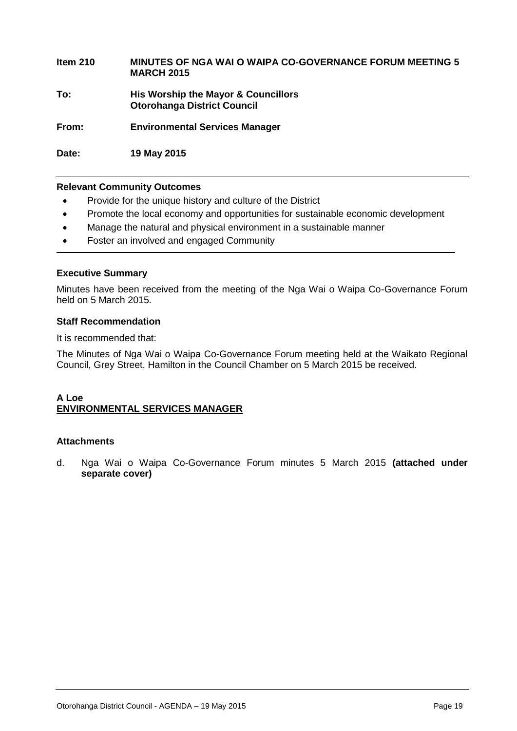**Item 210** **MINUTES OF NGA WAI O WAIPA CO-GOVERNANCE FORUM MEETING 5 MARCH 2015**

**To:** **His Worship the Mayor & Councillors**
**Otorohanga District Council**

**From:** **Environmental Services Manager**

**Date:** **19 May 2015**

---

**Relevant Community Outcomes**

- Provide for the unique history and culture of the District
- Promote the local economy and opportunities for sustainable economic development
- Manage the natural and physical environment in a sustainable manner
- Foster an involved and engaged Community

---

**Executive Summary**

Minutes have been received from the meeting of the Nga Wai o Waipa Co-Governance Forum held on 5 March 2015.

**Staff Recommendation**

It is recommended that:

The Minutes of Nga Wai o Waipa Co-Governance Forum meeting held at the Waikato Regional Council, Grey Street, Hamilton in the Council Chamber on 5 March 2015 be received.

**A Loe**
**ENVIRONMENTAL SERVICES MANAGER**

**Attachments**

d. Nga Wai o Waipa Co-Governance Forum minutes 5 March 2015 **(attached under separate cover)**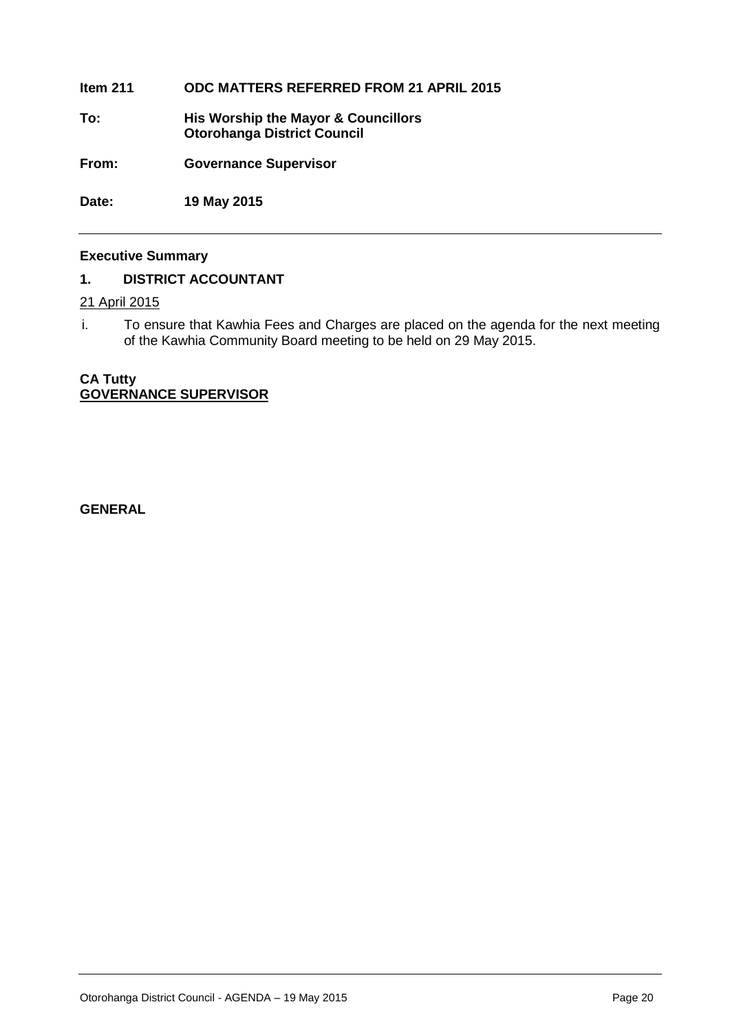**Item 211 ODC MATTERS REFERRED FROM 21 APRIL 2015**

**To: His Worship the Mayor & Councillors**
**Otorohanga District Council**

**From: Governance Supervisor**

**Date: 19 May 2015**

---

**Executive Summary**

**1. DISTRICT ACCOUNTANT**

21 April 2015

i. To ensure that Kawhia Fees and Charges are placed on the agenda for the next meeting of the Kawhia Community Board meeting to be held on 29 May 2015.

**CA Tutty**
**GOVERNANCE SUPERVISOR**

**GENERAL**